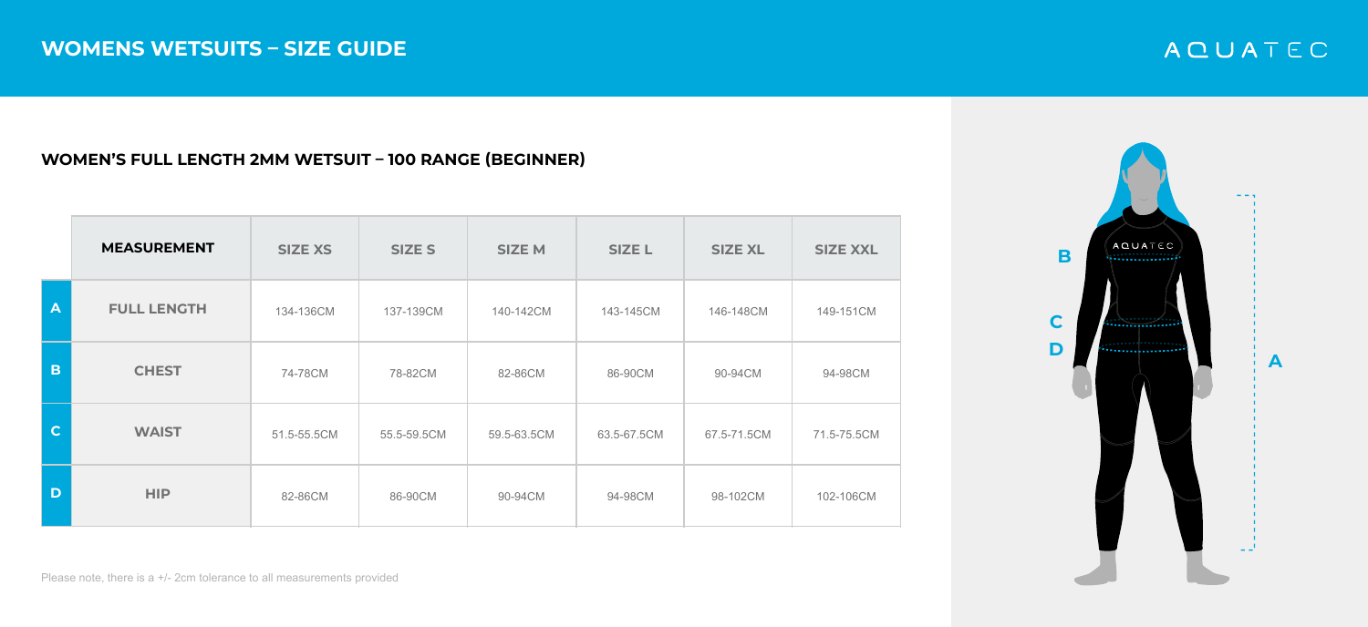# WOMENS WETSUITS – SIZE GUIDE

AQUATEC

## WOMEN'S FULL LENGTH 2MM WETSUIT – 100 RANGE (BEGINNER)

| | MEASUREMENT | SIZE XS | SIZE S | SIZE M | SIZE L | SIZE XL | SIZE XXL |
|---|---|---|---|---|---|---|---|
| A | FULL LENGTH | 134-136CM | 137-139CM | 140-142CM | 143-145CM | 146-148CM | 149-151CM |
| B | CHEST | 74-78CM | 78-82CM | 82-86CM | 86-90CM | 90-94CM | 94-98CM |
| C | WAIST | 51.5-55.5CM | 55.5-59.5CM | 59.5-63.5CM | 63.5-67.5CM | 67.5-71.5CM | 71.5-75.5CM |
| D | HIP | 82-86CM | 86-90CM | 90-94CM | 94-98CM | 98-102CM | 102-106CM |

Please note, there is a +/- 2cm tolerance to all measurements provided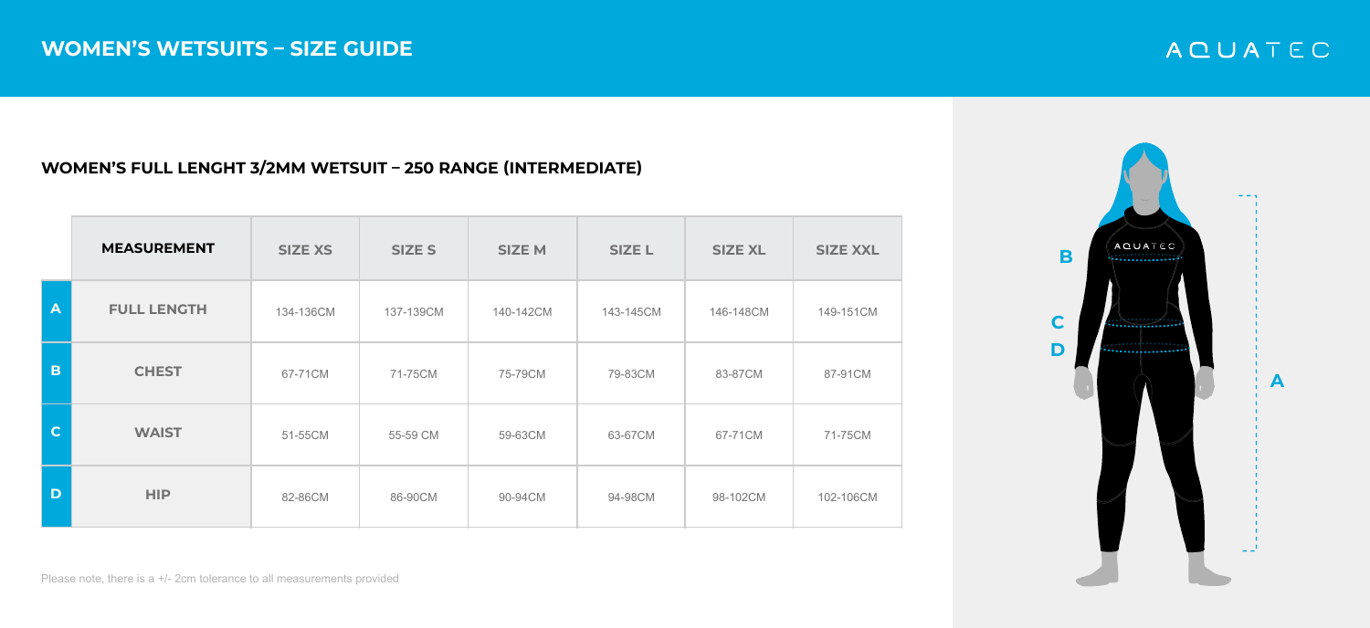# WOMEN'S WETSUITS – SIZE GUIDE

AQUATEC

## WOMEN'S FULL LENGHT 3/2MM WETSUIT – 250 RANGE (INTERMEDIATE)

| | MEASUREMENT | SIZE XS | SIZE S | SIZE M | SIZE L | SIZE XL | SIZE XXL |
|---|---|---|---|---|---|---|---|
| A | FULL LENGTH | 134-136CM | 137-139CM | 140-142CM | 143-145CM | 146-148CM | 149-151CM |
| B | CHEST | 67-71CM | 71-75CM | 75-79CM | 79-83CM | 83-87CM | 87-91CM |
| C | WAIST | 51-55CM | 55-59 CM | 59-63CM | 63-67CM | 67-71CM | 71-75CM |
| D | HIP | 82-86CM | 86-90CM | 90-94CM | 94-98CM | 98-102CM | 102-106CM |

Please note, there is a +/- 2cm tolerance to all measurements provided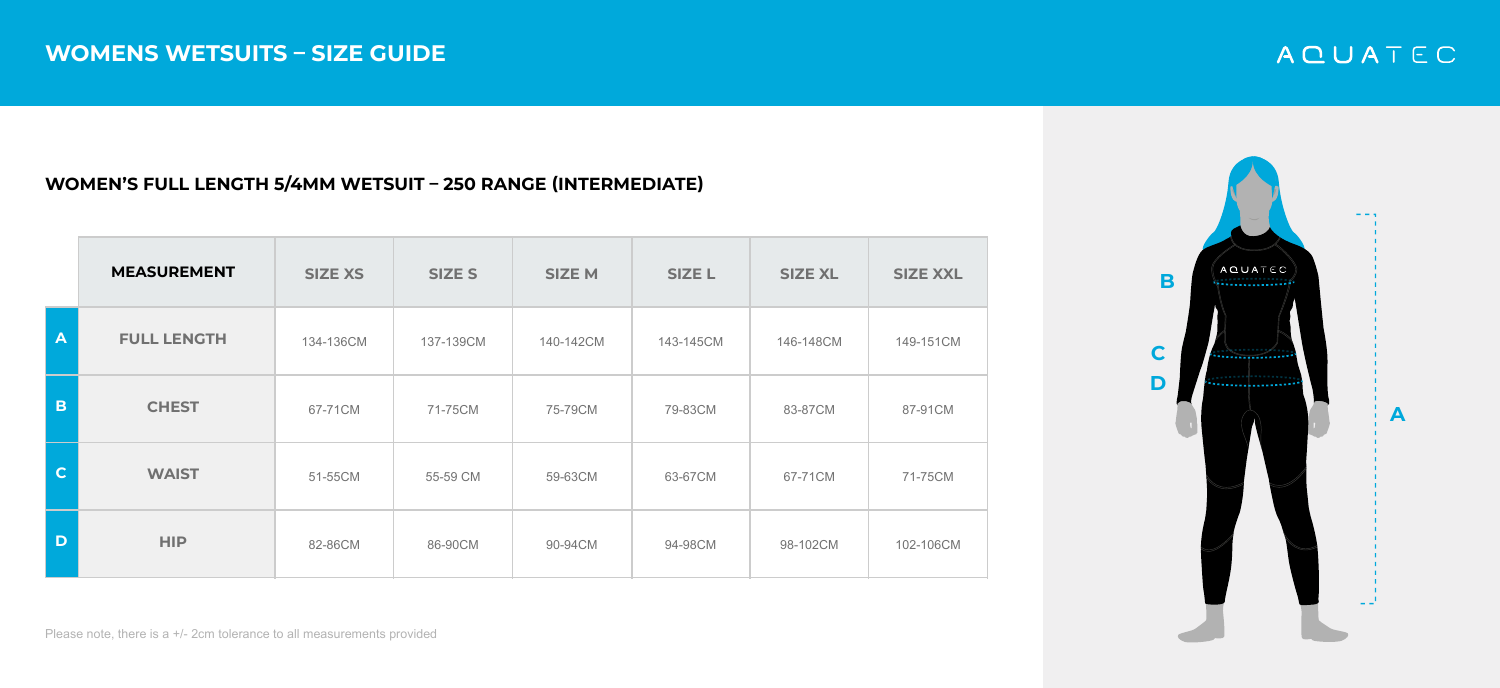# WOMENS WETSUITS – SIZE GUIDE

AQUATEC

## WOMEN'S FULL LENGTH 5/4MM WETSUIT – 250 RANGE (INTERMEDIATE)

| | MEASUREMENT | SIZE XS | SIZE S | SIZE M | SIZE L | SIZE XL | SIZE XXL |
|---|---|---|---|---|---|---|---|
| A | FULL LENGTH | 134-136CM | 137-139CM | 140-142CM | 143-145CM | 146-148CM | 149-151CM |
| B | CHEST | 67-71CM | 71-75CM | 75-79CM | 79-83CM | 83-87CM | 87-91CM |
| C | WAIST | 51-55CM | 55-59 CM | 59-63CM | 63-67CM | 67-71CM | 71-75CM |
| D | HIP | 82-86CM | 86-90CM | 90-94CM | 94-98CM | 98-102CM | 102-106CM |

Please note, there is a +/- 2cm tolerance to all measurements provided